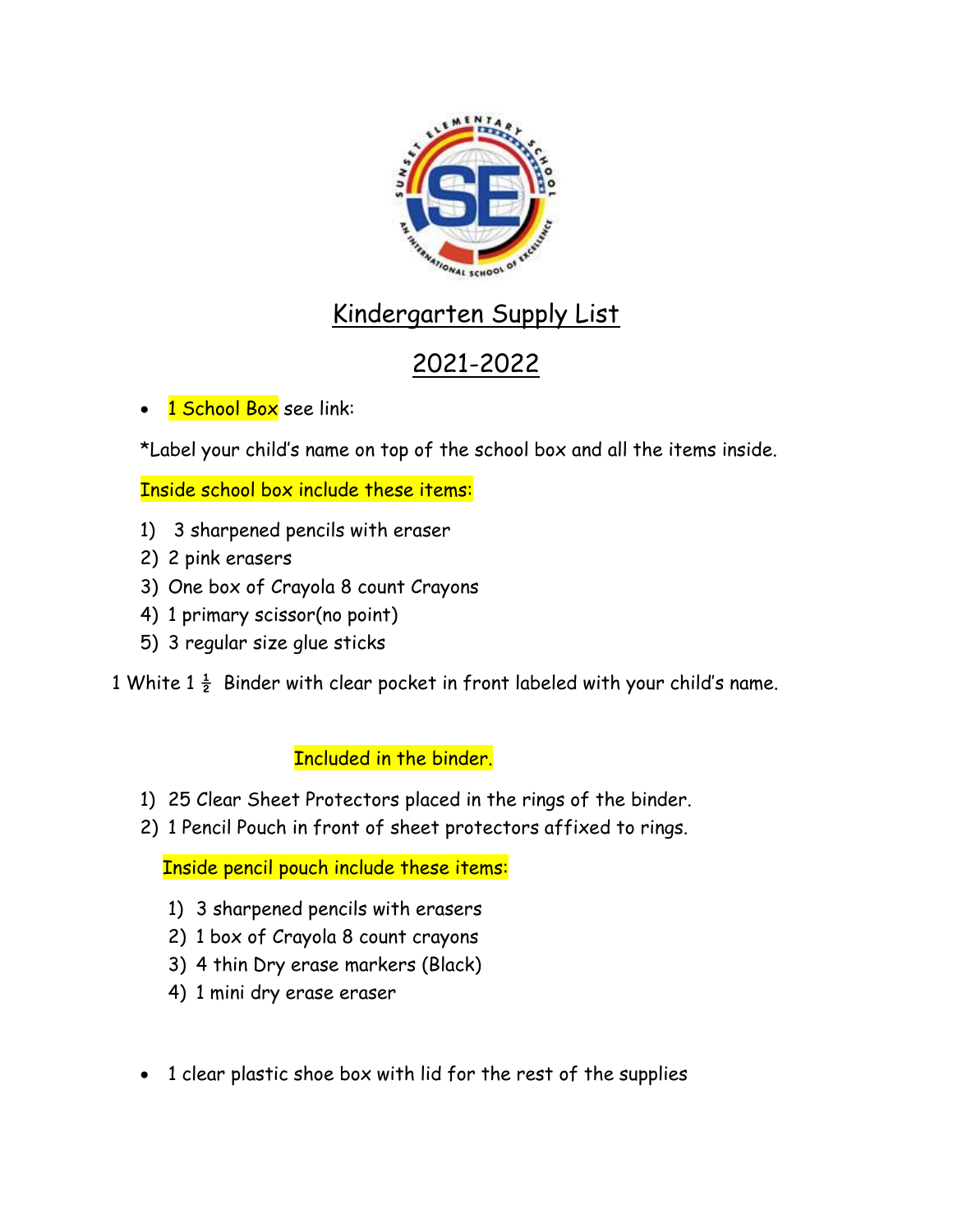# Kindergarten Supply List

## 2021-2022

- 1 School Box see link:

*Label your child's name on top of the school box and all the items inside.

Inside school box include these items:

1) 3 sharpened pencils with eraser
2) 2 pink erasers
3) One box of Crayola 8 count Crayons
4) 1 primary scissor(no point)
5) 3 regular size glue sticks

1 White 1 ½ Binder with clear pocket in front labeled with your child's name.

Included in the binder.

1) 25 Clear Sheet Protectors placed in the rings of the binder.
2) 1 Pencil Pouch in front of sheet protectors affixed to rings.

Inside pencil pouch include these items:

1) 3 sharpened pencils with erasers
2) 1 box of Crayola 8 count crayons
3) 4 thin Dry erase markers (Black)
4) 1 mini dry erase eraser

- 1 clear plastic shoe box with lid for the rest of the supplies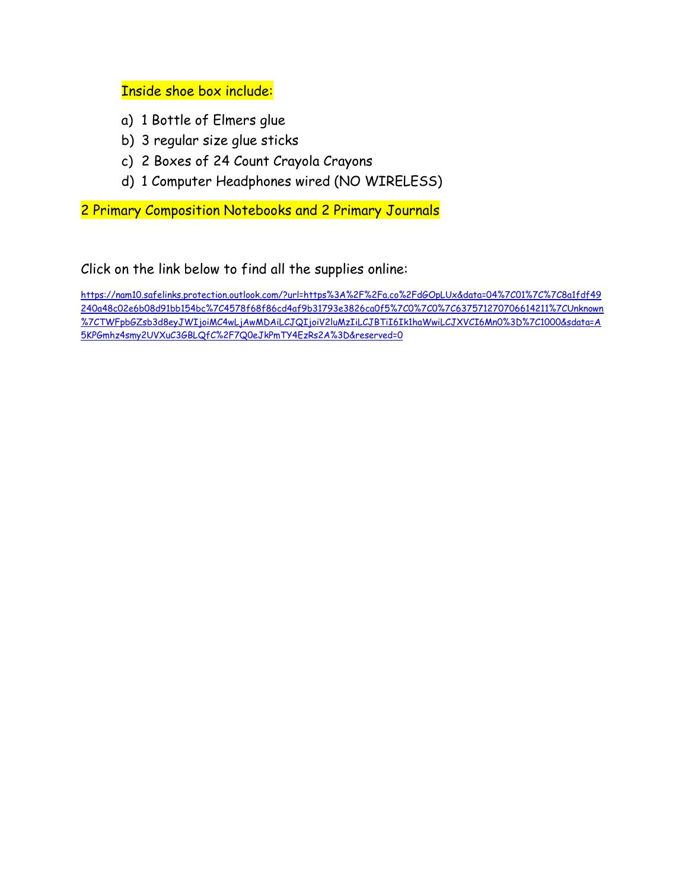Inside shoe box include:

a) 1 Bottle of Elmers glue
b) 3 regular size glue sticks
c) 2 Boxes of 24 Count Crayola Crayons
d) 1 Computer Headphones wired (NO WIRELESS)

2 Primary Composition Notebooks and 2 Primary Journals

Click on the link below to find all the supplies online:

https://nam10.safelinks.protection.outlook.com/?url=https%3A%2F%2Fa.co%2FdGOpLUx&data=04%7C01%7C%7C8a1fdf49240a48c02e6b08d91bb154bc%7C4578f68f86cd4af9b31793e3826ca0f5%7C0%7C0%7C637571270706614211%7CUnknown%7CTWFpbGZsb3d8eyJWIjoiMC4wLjAwMDAiLCJQIjoiV2luMzIiLCJBTiI6Ik1haWwiLCJXVCI6Mn0%3D%7C1000&sdata=A5KPGmhz4smy2UVXuC3GBLQfC%2F7Q0eJkPmTY4EzRs2A%3D&reserved=0